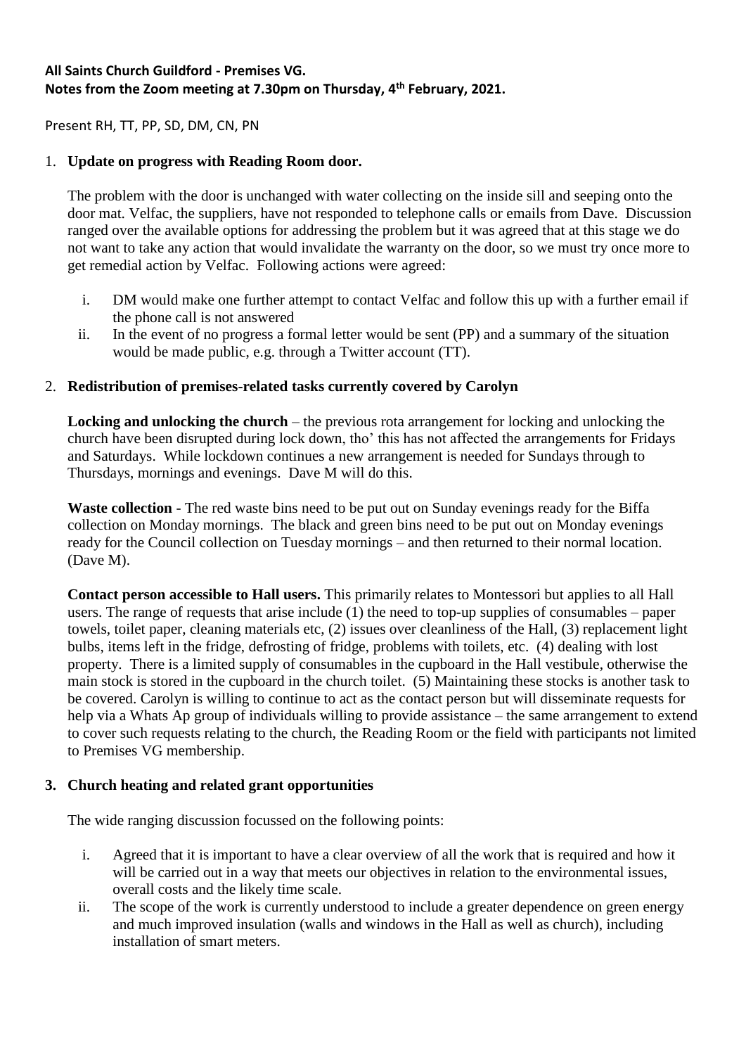**All Saints Church Guildford - Premises VG.**
**Notes from the Zoom meeting at 7.30pm on Thursday, 4th February, 2021.**

Present RH, TT, PP, SD, DM, CN, PN

1. **Update on progress with Reading Room door.**

   The problem with the door is unchanged with water collecting on the inside sill and seeping onto the door mat. Velfac, the suppliers, have not responded to telephone calls or emails from Dave. Discussion ranged over the available options for addressing the problem but it was agreed that at this stage we do not want to take any action that would invalidate the warranty on the door, so we must try once more to get remedial action by Velfac. Following actions were agreed:

   i. DM would make one further attempt to contact Velfac and follow this up with a further email if the phone call is not answered
   ii. In the event of no progress a formal letter would be sent (PP) and a summary of the situation would be made public, e.g. through a Twitter account (TT).

2. **Redistribution of premises-related tasks currently covered by Carolyn**

   **Locking and unlocking the church** – the previous rota arrangement for locking and unlocking the church have been disrupted during lock down, tho' this has not affected the arrangements for Fridays and Saturdays. While lockdown continues a new arrangement is needed for Sundays through to Thursdays, mornings and evenings. Dave M will do this.

   **Waste collection** - The red waste bins need to be put out on Sunday evenings ready for the Biffa collection on Monday mornings. The black and green bins need to be put out on Monday evenings ready for the Council collection on Tuesday mornings – and then returned to their normal location. (Dave M).

   **Contact person accessible to Hall users.** This primarily relates to Montessori but applies to all Hall users. The range of requests that arise include (1) the need to top-up supplies of consumables – paper towels, toilet paper, cleaning materials etc, (2) issues over cleanliness of the Hall, (3) replacement light bulbs, items left in the fridge, defrosting of fridge, problems with toilets, etc. (4) dealing with lost property. There is a limited supply of consumables in the cupboard in the Hall vestibule, otherwise the main stock is stored in the cupboard in the church toilet. (5) Maintaining these stocks is another task to be covered. Carolyn is willing to continue to act as the contact person but will disseminate requests for help via a Whats Ap group of individuals willing to provide assistance – the same arrangement to extend to cover such requests relating to the church, the Reading Room or the field with participants not limited to Premises VG membership.

3. **Church heating and related grant opportunities**

   The wide ranging discussion focussed on the following points:

   i. Agreed that it is important to have a clear overview of all the work that is required and how it will be carried out in a way that meets our objectives in relation to the environmental issues, overall costs and the likely time scale.
   ii. The scope of the work is currently understood to include a greater dependence on green energy and much improved insulation (walls and windows in the Hall as well as church), including installation of smart meters.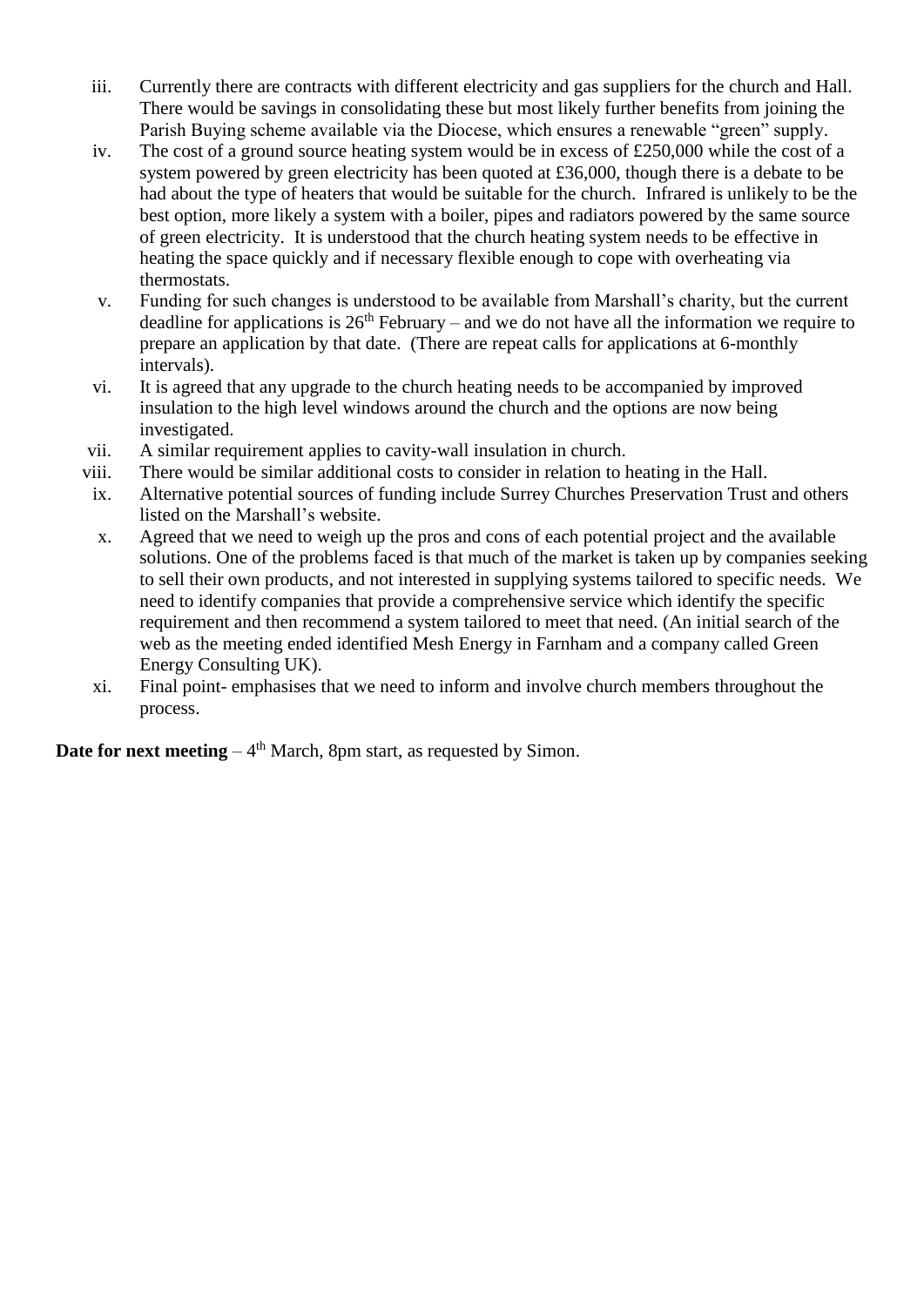iii. Currently there are contracts with different electricity and gas suppliers for the church and Hall. There would be savings in consolidating these but most likely further benefits from joining the Parish Buying scheme available via the Diocese, which ensures a renewable "green" supply.

iv. The cost of a ground source heating system would be in excess of £250,000 while the cost of a system powered by green electricity has been quoted at £36,000, though there is a debate to be had about the type of heaters that would be suitable for the church. Infrared is unlikely to be the best option, more likely a system with a boiler, pipes and radiators powered by the same source of green electricity. It is understood that the church heating system needs to be effective in heating the space quickly and if necessary flexible enough to cope with overheating via thermostats.

v. Funding for such changes is understood to be available from Marshall's charity, but the current deadline for applications is 26th February – and we do not have all the information we require to prepare an application by that date. (There are repeat calls for applications at 6-monthly intervals).

vi. It is agreed that any upgrade to the church heating needs to be accompanied by improved insulation to the high level windows around the church and the options are now being investigated.

vii. A similar requirement applies to cavity-wall insulation in church.

viii. There would be similar additional costs to consider in relation to heating in the Hall.

ix. Alternative potential sources of funding include Surrey Churches Preservation Trust and others listed on the Marshall's website.

x. Agreed that we need to weigh up the pros and cons of each potential project and the available solutions. One of the problems faced is that much of the market is taken up by companies seeking to sell their own products, and not interested in supplying systems tailored to specific needs. We need to identify companies that provide a comprehensive service which identify the specific requirement and then recommend a system tailored to meet that need. (An initial search of the web as the meeting ended identified Mesh Energy in Farnham and a company called Green Energy Consulting UK).

xi. Final point- emphasises that we need to inform and involve church members throughout the process.

**Date for next meeting** – 4th March, 8pm start, as requested by Simon.